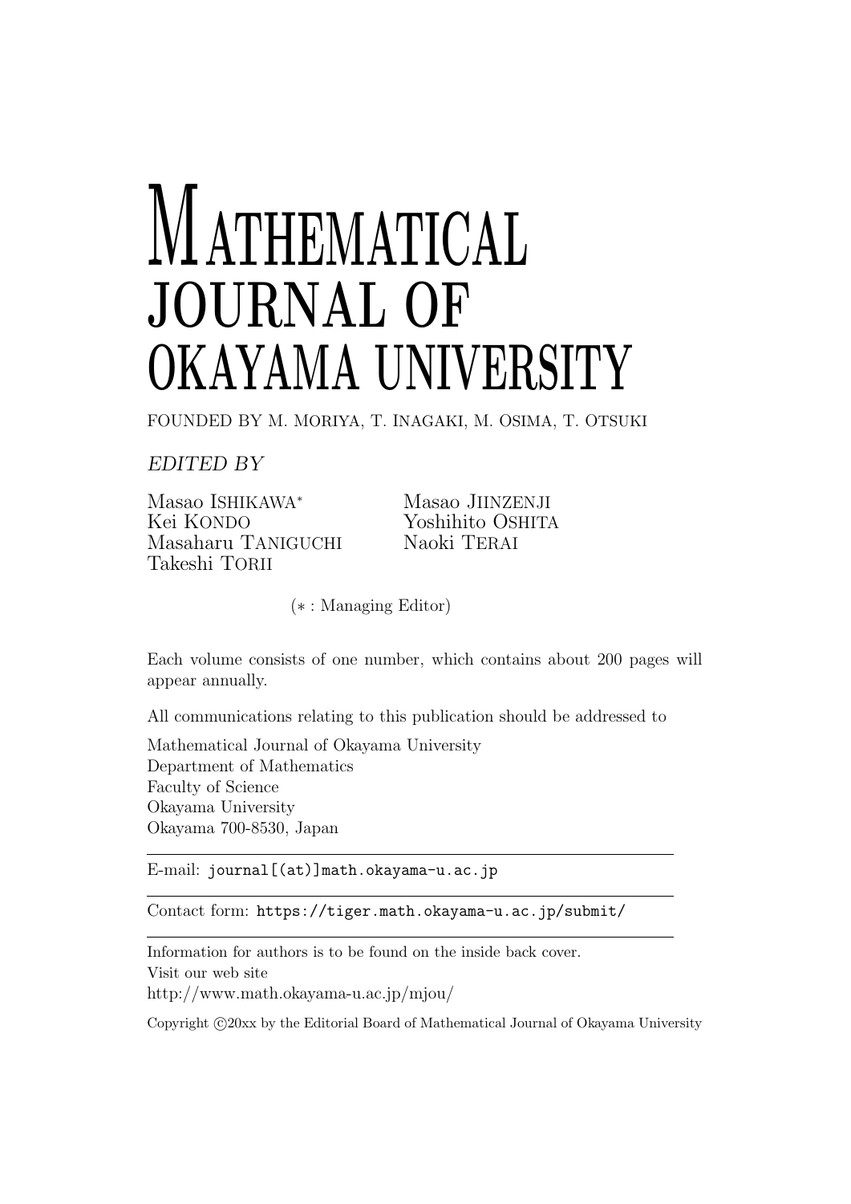# MATHEMATICAL JOURNAL OF OKAYAMA UNIVERSITY

FOUNDED BY M. MORIYA, T. INAGAKI, M. OSIMA, T. OTSUKI

*EDITED BY*

Masao ISHIKAWA*
Kei KONDO
Masaharu TANIGUCHI
Takeshi TORII
Masao JIINZENJI
Yoshihito OSHITA
Naoki TERAI

(* : Managing Editor)

Each volume consists of one number, which contains about 200 pages will appear annually.

All communications relating to this publication should be addressed to

Mathematical Journal of Okayama University
Department of Mathematics
Faculty of Science
Okayama University
Okayama 700-8530, Japan

---

E-mail: `journal[(at)]math.okayama-u.ac.jp`

---

Contact form: `https://tiger.math.okayama-u.ac.jp/submit/`

---

Information for authors is to be found on the inside back cover.
Visit our web site
http://www.math.okayama-u.ac.jp/mjou/

Copyright ©20xx by the Editorial Board of Mathematical Journal of Okayama University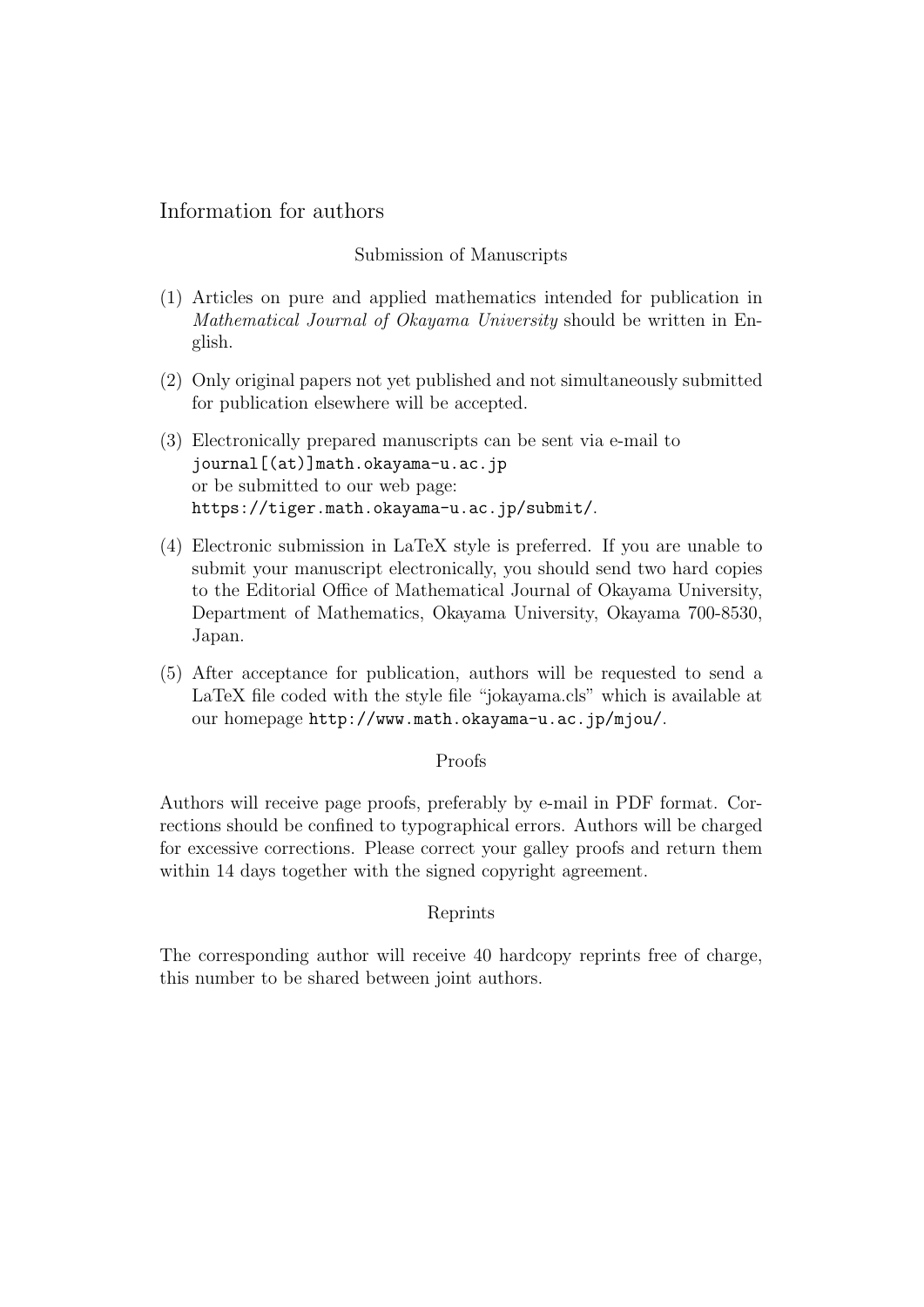## Information for authors

### Submission of Manuscripts

(1) Articles on pure and applied mathematics intended for publication in *Mathematical Journal of Okayama University* should be written in English.

(2) Only original papers not yet published and not simultaneously submitted for publication elsewhere will be accepted.

(3) Electronically prepared manuscripts can be sent via e-mail to `journal[(at)]math.okayama-u.ac.jp` or be submitted to our web page: `https://tiger.math.okayama-u.ac.jp/submit/`.

(4) Electronic submission in LaTeX style is preferred. If you are unable to submit your manuscript electronically, you should send two hard copies to the Editorial Office of Mathematical Journal of Okayama University, Department of Mathematics, Okayama University, Okayama 700-8530, Japan.

(5) After acceptance for publication, authors will be requested to send a LaTeX file coded with the style file "jokayama.cls" which is available at our homepage `http://www.math.okayama-u.ac.jp/mjou/`.

### Proofs

Authors will receive page proofs, preferably by e-mail in PDF format. Corrections should be confined to typographical errors. Authors will be charged for excessive corrections. Please correct your galley proofs and return them within 14 days together with the signed copyright agreement.

### Reprints

The corresponding author will receive 40 hardcopy reprints free of charge, this number to be shared between joint authors.